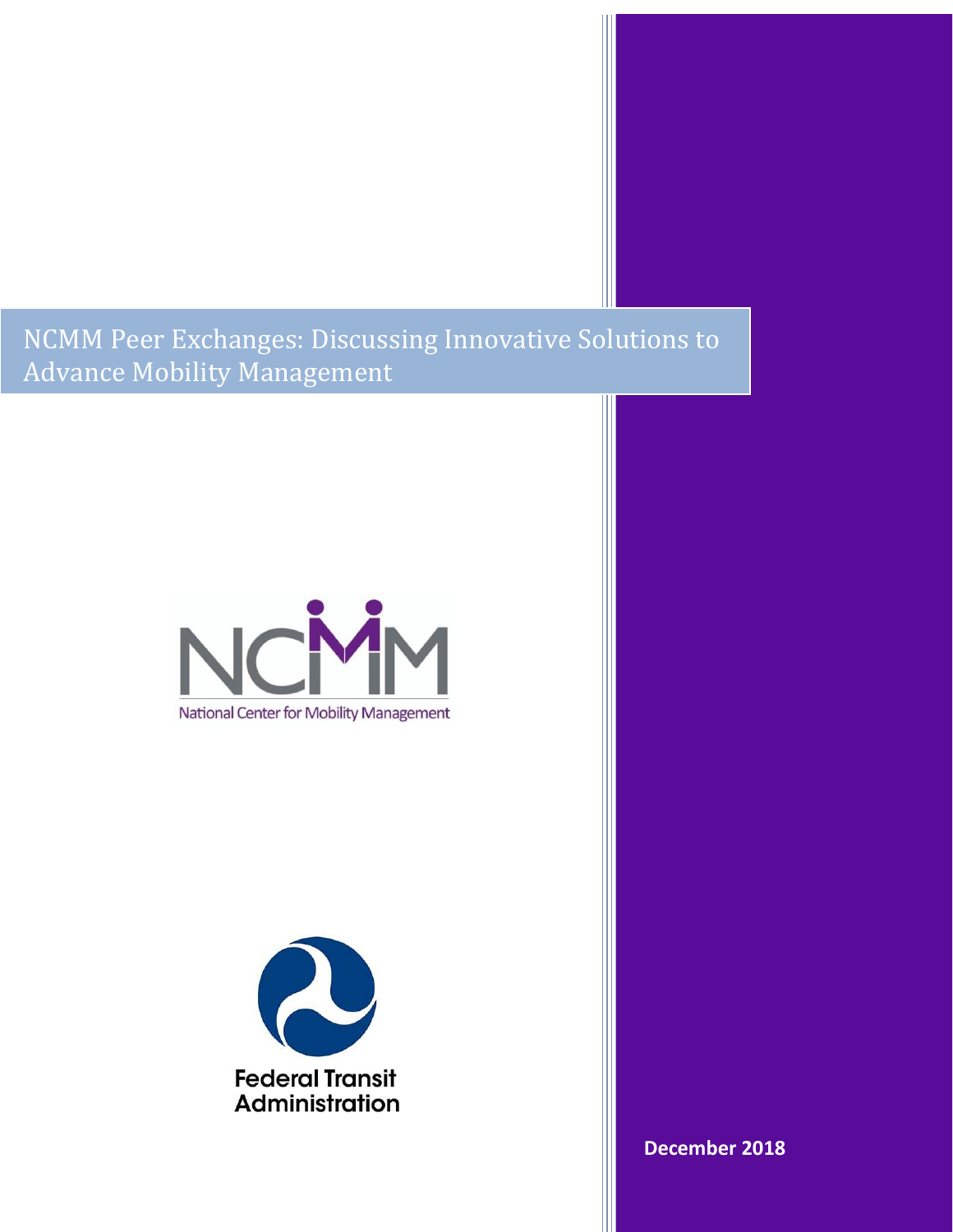# NCMM Peer Exchanges: Discussing Innovative Solutions to Advance Mobility Management

National Center for Mobility Management

Federal Transit Administration

**December 2018**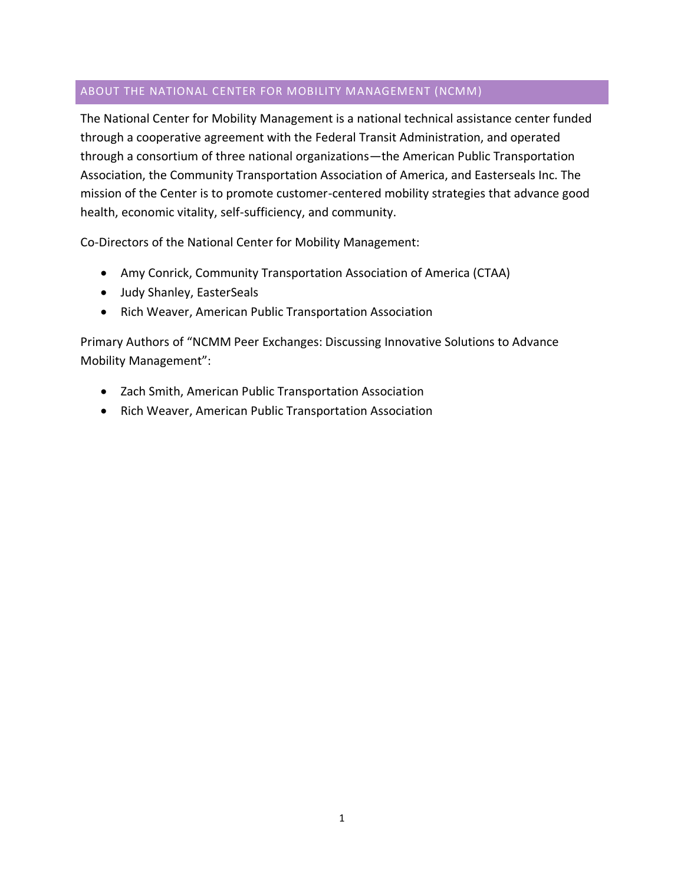## ABOUT THE NATIONAL CENTER FOR MOBILITY MANAGEMENT (NCMM)

The National Center for Mobility Management is a national technical assistance center funded through a cooperative agreement with the Federal Transit Administration, and operated through a consortium of three national organizations—the American Public Transportation Association, the Community Transportation Association of America, and Easterseals Inc. The mission of the Center is to promote customer-centered mobility strategies that advance good health, economic vitality, self-sufficiency, and community.

Co-Directors of the National Center for Mobility Management:

- Amy Conrick, Community Transportation Association of America (CTAA)
- Judy Shanley, EasterSeals
- Rich Weaver, American Public Transportation Association

Primary Authors of "NCMM Peer Exchanges: Discussing Innovative Solutions to Advance Mobility Management":

- Zach Smith, American Public Transportation Association
- Rich Weaver, American Public Transportation Association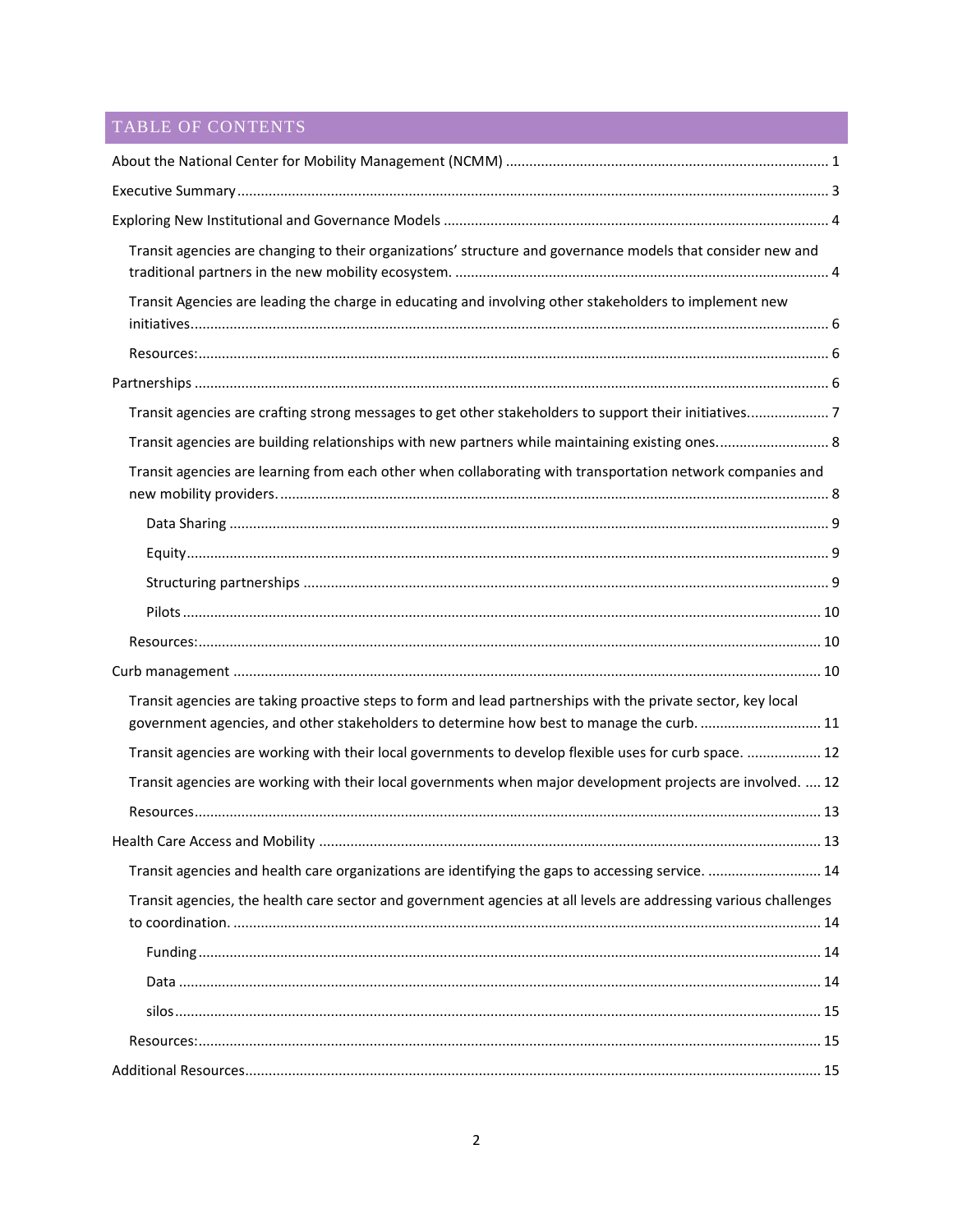## TABLE OF CONTENTS

About the National Center for Mobility Management (NCMM) ..... 1

Executive Summary ..... 3

Exploring New Institutional and Governance Models ..... 4

- Transit agencies are changing to their organizations' structure and governance models that consider new and traditional partners in the new mobility ecosystem. ..... 4
- Transit Agencies are leading the charge in educating and involving other stakeholders to implement new initiatives ..... 6
- Resources: ..... 6

Partnerships ..... 6

- Transit agencies are crafting strong messages to get other stakeholders to support their initiatives ..... 7
- Transit agencies are building relationships with new partners while maintaining existing ones. ..... 8
- Transit agencies are learning from each other when collaborating with transportation network companies and new mobility providers. ..... 8
  - Data Sharing ..... 9
  - Equity ..... 9
  - Structuring partnerships ..... 9
  - Pilots ..... 10
- Resources: ..... 10

Curb management ..... 10

- Transit agencies are taking proactive steps to form and lead partnerships with the private sector, key local government agencies, and other stakeholders to determine how best to manage the curb. ..... 11
- Transit agencies are working with their local governments to develop flexible uses for curb space. ..... 12
- Transit agencies are working with their local governments when major development projects are involved. ..... 12
- Resources ..... 13

Health Care Access and Mobility ..... 13

- Transit agencies and health care organizations are identifying the gaps to accessing service. ..... 14
- Transit agencies, the health care sector and government agencies at all levels are addressing various challenges to coordination. ..... 14
  - Funding ..... 14
  - Data ..... 14
  - silos ..... 15
- Resources: ..... 15

Additional Resources ..... 15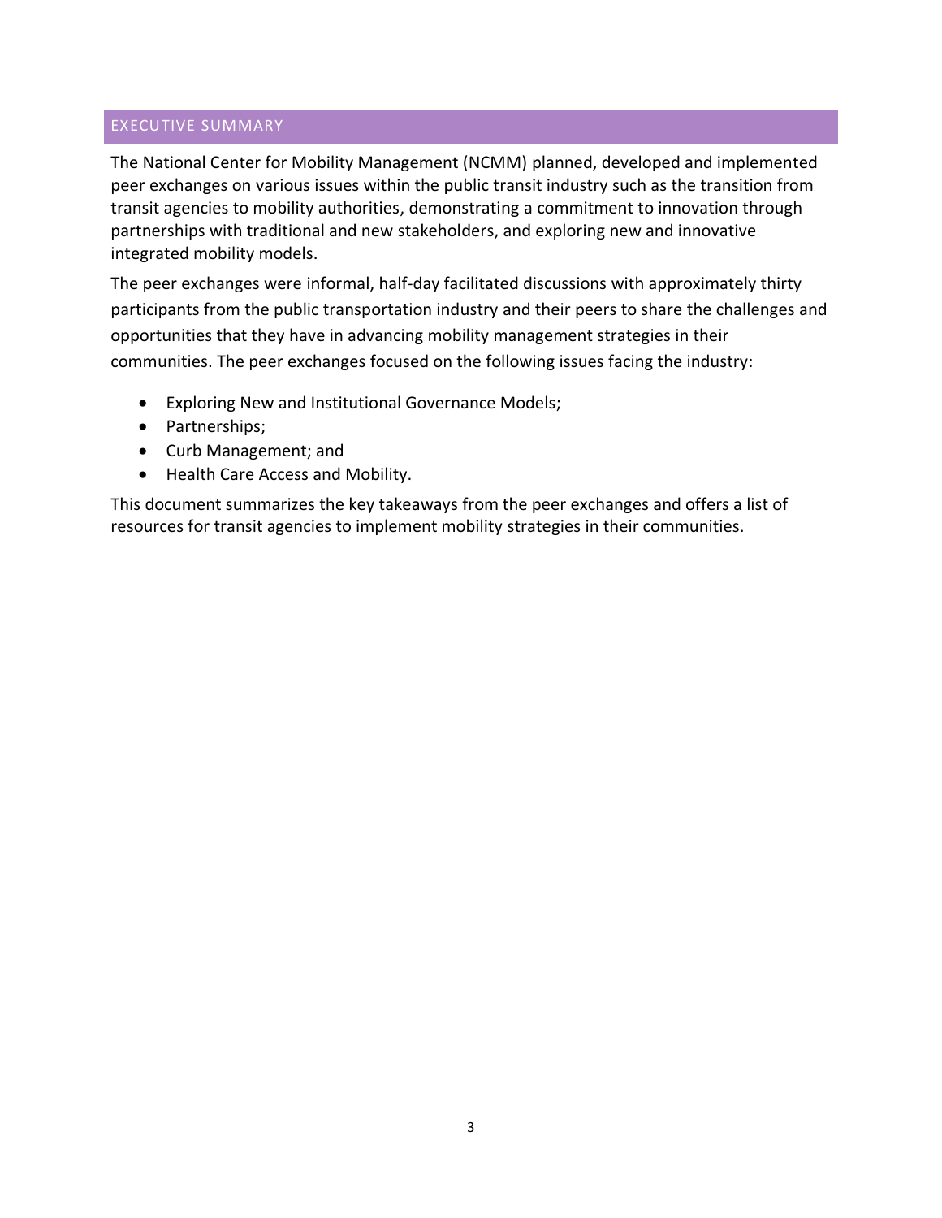## EXECUTIVE SUMMARY

The National Center for Mobility Management (NCMM) planned, developed and implemented peer exchanges on various issues within the public transit industry such as the transition from transit agencies to mobility authorities, demonstrating a commitment to innovation through partnerships with traditional and new stakeholders, and exploring new and innovative integrated mobility models.

The peer exchanges were informal, half-day facilitated discussions with approximately thirty participants from the public transportation industry and their peers to share the challenges and opportunities that they have in advancing mobility management strategies in their communities. The peer exchanges focused on the following issues facing the industry:

- Exploring New and Institutional Governance Models;
- Partnerships;
- Curb Management; and
- Health Care Access and Mobility.

This document summarizes the key takeaways from the peer exchanges and offers a list of resources for transit agencies to implement mobility strategies in their communities.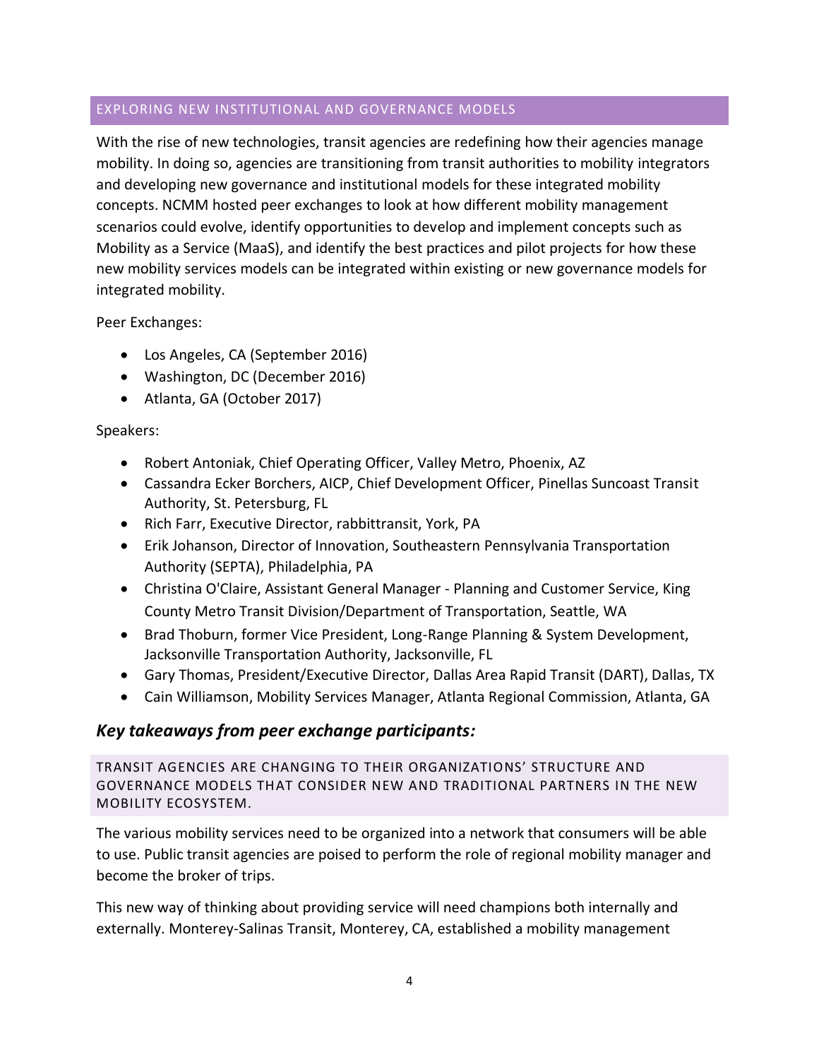## EXPLORING NEW INSTITUTIONAL AND GOVERNANCE MODELS

With the rise of new technologies, transit agencies are redefining how their agencies manage mobility. In doing so, agencies are transitioning from transit authorities to mobility integrators and developing new governance and institutional models for these integrated mobility concepts. NCMM hosted peer exchanges to look at how different mobility management scenarios could evolve, identify opportunities to develop and implement concepts such as Mobility as a Service (MaaS), and identify the best practices and pilot projects for how these new mobility services models can be integrated within existing or new governance models for integrated mobility.

Peer Exchanges:

- Los Angeles, CA (September 2016)
- Washington, DC (December 2016)
- Atlanta, GA (October 2017)

Speakers:

- Robert Antoniak, Chief Operating Officer, Valley Metro, Phoenix, AZ
- Cassandra Ecker Borchers, AICP, Chief Development Officer, Pinellas Suncoast Transit Authority, St. Petersburg, FL
- Rich Farr, Executive Director, rabbittransit, York, PA
- Erik Johanson, Director of Innovation, Southeastern Pennsylvania Transportation Authority (SEPTA), Philadelphia, PA
- Christina O'Claire, Assistant General Manager - Planning and Customer Service, King County Metro Transit Division/Department of Transportation, Seattle, WA
- Brad Thoburn, former Vice President, Long-Range Planning & System Development, Jacksonville Transportation Authority, Jacksonville, FL
- Gary Thomas, President/Executive Director, Dallas Area Rapid Transit (DART), Dallas, TX
- Cain Williamson, Mobility Services Manager, Atlanta Regional Commission, Atlanta, GA

### *Key takeaways from peer exchange participants:*

#### TRANSIT AGENCIES ARE CHANGING TO THEIR ORGANIZATIONS' STRUCTURE AND GOVERNANCE MODELS THAT CONSIDER NEW AND TRADITIONAL PARTNERS IN THE NEW MOBILITY ECOSYSTEM.

The various mobility services need to be organized into a network that consumers will be able to use. Public transit agencies are poised to perform the role of regional mobility manager and become the broker of trips.

This new way of thinking about providing service will need champions both internally and externally. Monterey-Salinas Transit, Monterey, CA, established a mobility management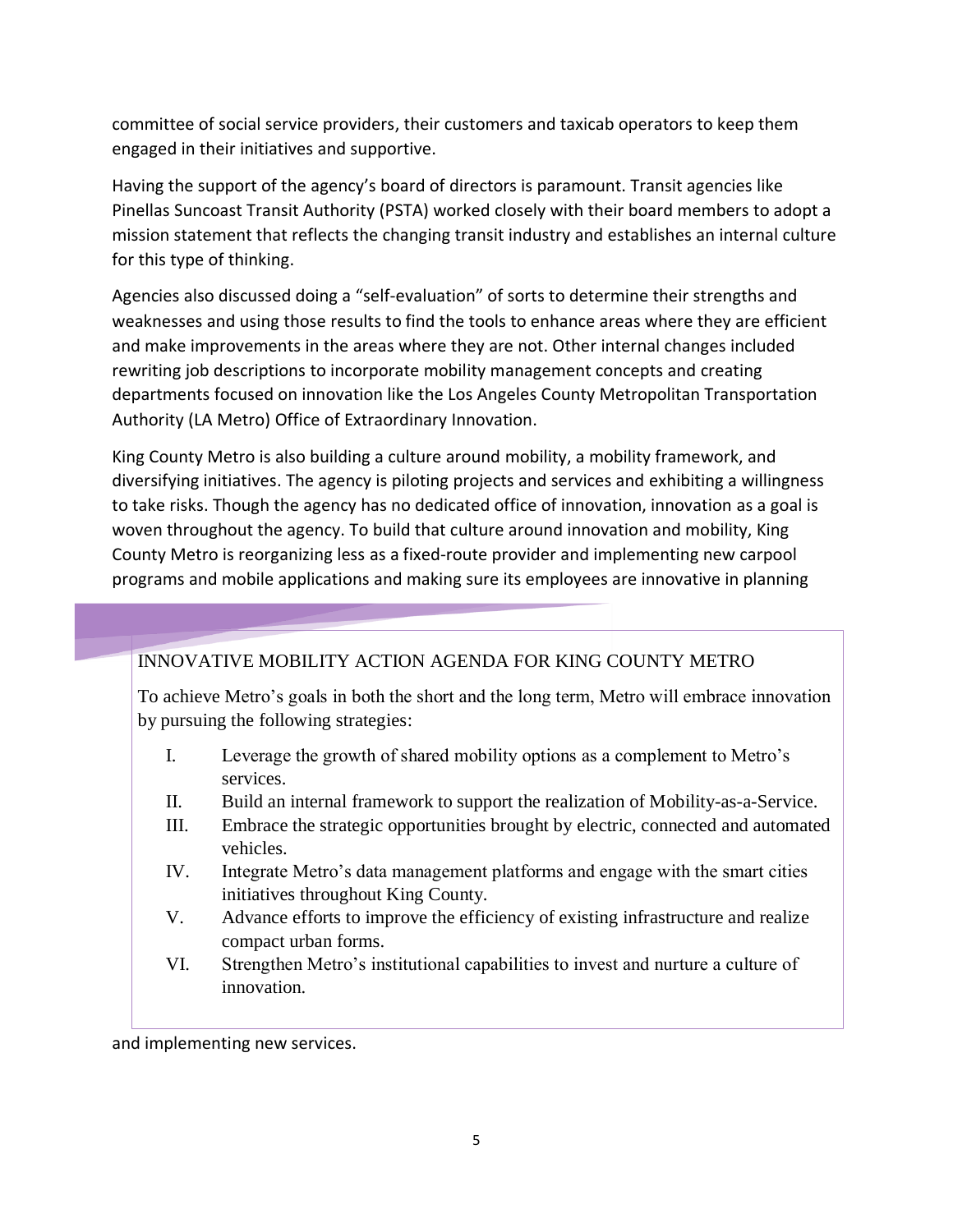committee of social service providers, their customers and taxicab operators to keep them engaged in their initiatives and supportive.

Having the support of the agency's board of directors is paramount. Transit agencies like Pinellas Suncoast Transit Authority (PSTA) worked closely with their board members to adopt a mission statement that reflects the changing transit industry and establishes an internal culture for this type of thinking.

Agencies also discussed doing a "self-evaluation" of sorts to determine their strengths and weaknesses and using those results to find the tools to enhance areas where they are efficient and make improvements in the areas where they are not. Other internal changes included rewriting job descriptions to incorporate mobility management concepts and creating departments focused on innovation like the Los Angeles County Metropolitan Transportation Authority (LA Metro) Office of Extraordinary Innovation.

King County Metro is also building a culture around mobility, a mobility framework, and diversifying initiatives. The agency is piloting projects and services and exhibiting a willingness to take risks. Though the agency has no dedicated office of innovation, innovation as a goal is woven throughout the agency. To build that culture around innovation and mobility, King County Metro is reorganizing less as a fixed-route provider and implementing new carpool programs and mobile applications and making sure its employees are innovative in planning and implementing new services.

> INNOVATIVE MOBILITY ACTION AGENDA FOR KING COUNTY METRO
>
> To achieve Metro's goals in both the short and the long term, Metro will embrace innovation by pursuing the following strategies:
>
> I. Leverage the growth of shared mobility options as a complement to Metro's services.
> II. Build an internal framework to support the realization of Mobility-as-a-Service.
> III. Embrace the strategic opportunities brought by electric, connected and automated vehicles.
> IV. Integrate Metro's data management platforms and engage with the smart cities initiatives throughout King County.
> V. Advance efforts to improve the efficiency of existing infrastructure and realize compact urban forms.
> VI. Strengthen Metro's institutional capabilities to invest and nurture a culture of innovation.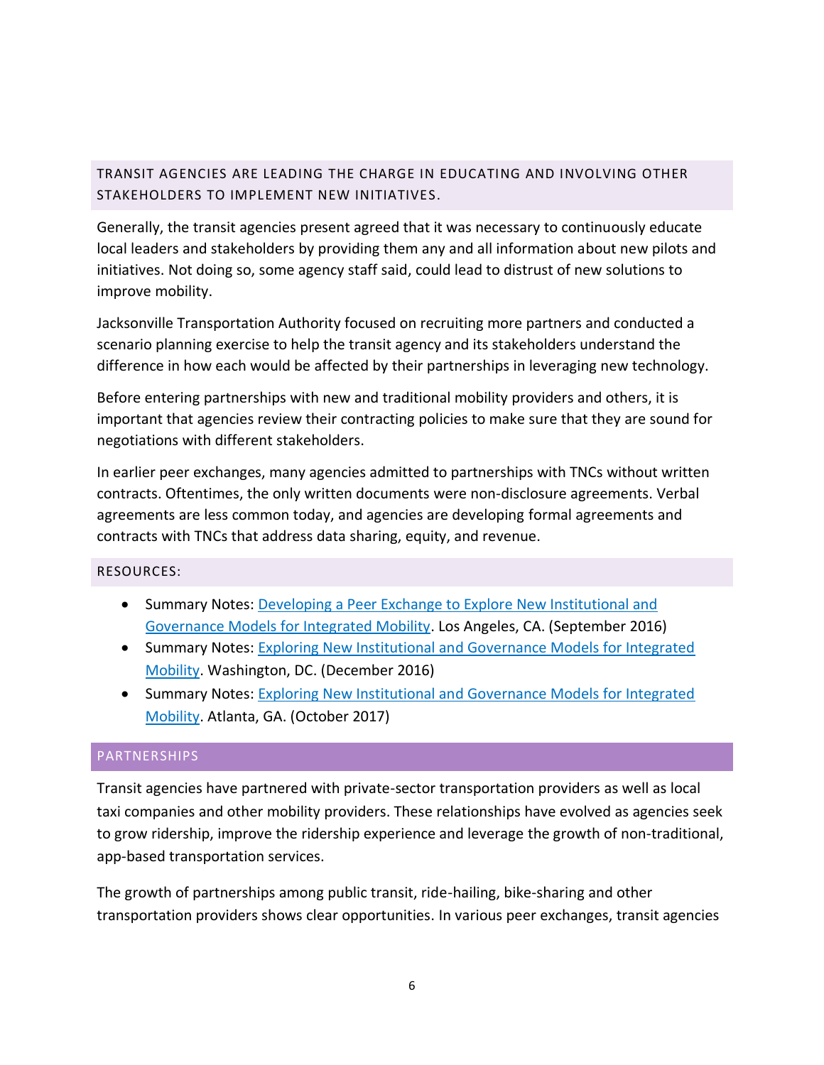### TRANSIT AGENCIES ARE LEADING THE CHARGE IN EDUCATING AND INVOLVING OTHER STAKEHOLDERS TO IMPLEMENT NEW INITIATIVES.

Generally, the transit agencies present agreed that it was necessary to continuously educate local leaders and stakeholders by providing them any and all information about new pilots and initiatives. Not doing so, some agency staff said, could lead to distrust of new solutions to improve mobility.

Jacksonville Transportation Authority focused on recruiting more partners and conducted a scenario planning exercise to help the transit agency and its stakeholders understand the difference in how each would be affected by their partnerships in leveraging new technology.

Before entering partnerships with new and traditional mobility providers and others, it is important that agencies review their contracting policies to make sure that they are sound for negotiations with different stakeholders.

In earlier peer exchanges, many agencies admitted to partnerships with TNCs without written contracts. Oftentimes, the only written documents were non-disclosure agreements. Verbal agreements are less common today, and agencies are developing formal agreements and contracts with TNCs that address data sharing, equity, and revenue.

### RESOURCES:

- Summary Notes: Developing a Peer Exchange to Explore New Institutional and Governance Models for Integrated Mobility. Los Angeles, CA. (September 2016)
- Summary Notes: Exploring New Institutional and Governance Models for Integrated Mobility. Washington, DC. (December 2016)
- Summary Notes: Exploring New Institutional and Governance Models for Integrated Mobility. Atlanta, GA. (October 2017)

## PARTNERSHIPS

Transit agencies have partnered with private-sector transportation providers as well as local taxi companies and other mobility providers. These relationships have evolved as agencies seek to grow ridership, improve the ridership experience and leverage the growth of non-traditional, app-based transportation services.

The growth of partnerships among public transit, ride-hailing, bike-sharing and other transportation providers shows clear opportunities. In various peer exchanges, transit agencies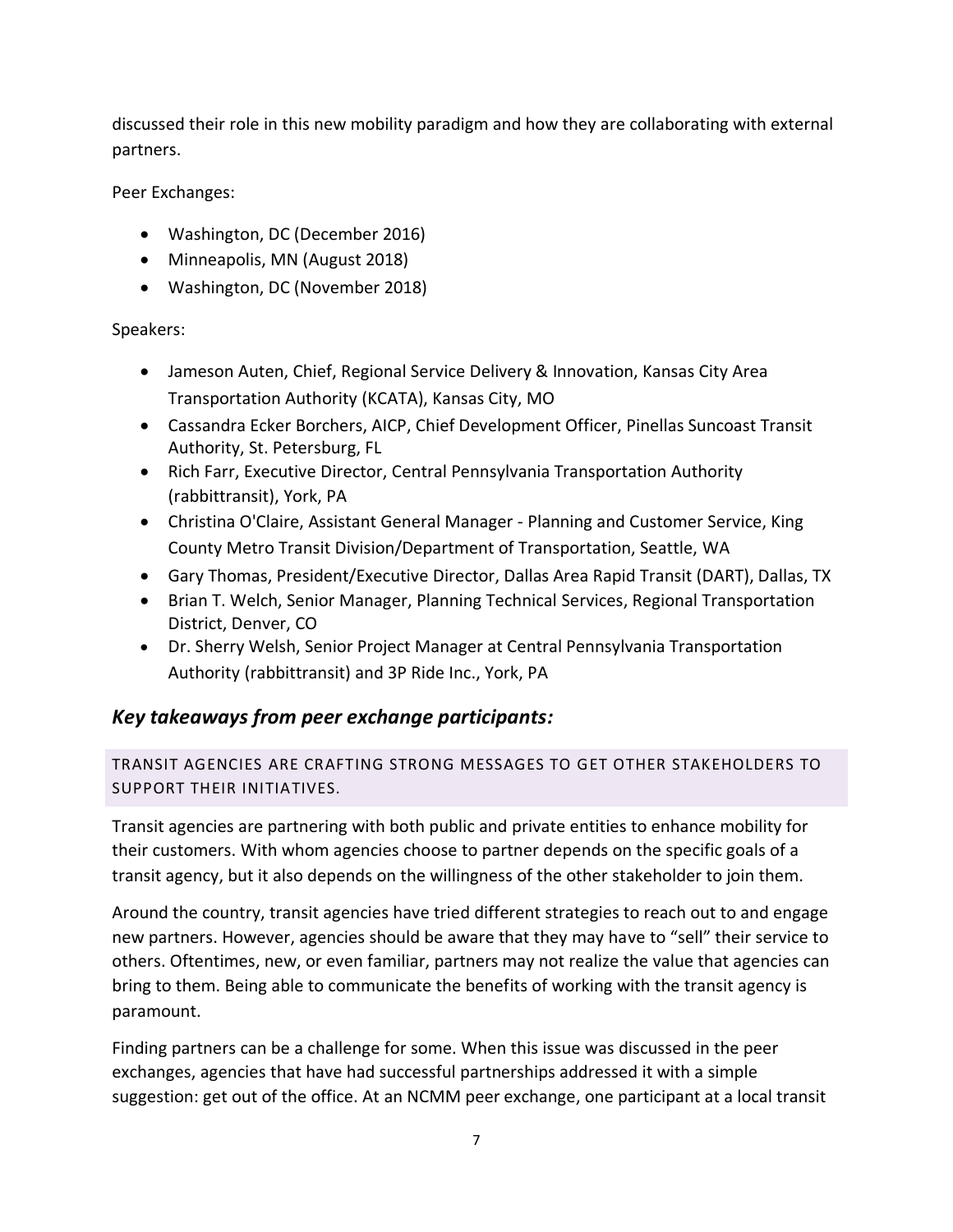discussed their role in this new mobility paradigm and how they are collaborating with external partners.

Peer Exchanges:

- Washington, DC (December 2016)
- Minneapolis, MN (August 2018)
- Washington, DC (November 2018)

Speakers:

- Jameson Auten, Chief, Regional Service Delivery & Innovation, Kansas City Area Transportation Authority (KCATA), Kansas City, MO
- Cassandra Ecker Borchers, AICP, Chief Development Officer, Pinellas Suncoast Transit Authority, St. Petersburg, FL
- Rich Farr, Executive Director, Central Pennsylvania Transportation Authority (rabbittransit), York, PA
- Christina O'Claire, Assistant General Manager - Planning and Customer Service, King County Metro Transit Division/Department of Transportation, Seattle, WA
- Gary Thomas, President/Executive Director, Dallas Area Rapid Transit (DART), Dallas, TX
- Brian T. Welch, Senior Manager, Planning Technical Services, Regional Transportation District, Denver, CO
- Dr. Sherry Welsh, Senior Project Manager at Central Pennsylvania Transportation Authority (rabbittransit) and 3P Ride Inc., York, PA

## *Key takeaways from peer exchange participants:*

### TRANSIT AGENCIES ARE CRAFTING STRONG MESSAGES TO GET OTHER STAKEHOLDERS TO SUPPORT THEIR INITIATIVES.

Transit agencies are partnering with both public and private entities to enhance mobility for their customers. With whom agencies choose to partner depends on the specific goals of a transit agency, but it also depends on the willingness of the other stakeholder to join them.

Around the country, transit agencies have tried different strategies to reach out to and engage new partners. However, agencies should be aware that they may have to "sell" their service to others. Oftentimes, new, or even familiar, partners may not realize the value that agencies can bring to them. Being able to communicate the benefits of working with the transit agency is paramount.

Finding partners can be a challenge for some. When this issue was discussed in the peer exchanges, agencies that have had successful partnerships addressed it with a simple suggestion: get out of the office. At an NCMM peer exchange, one participant at a local transit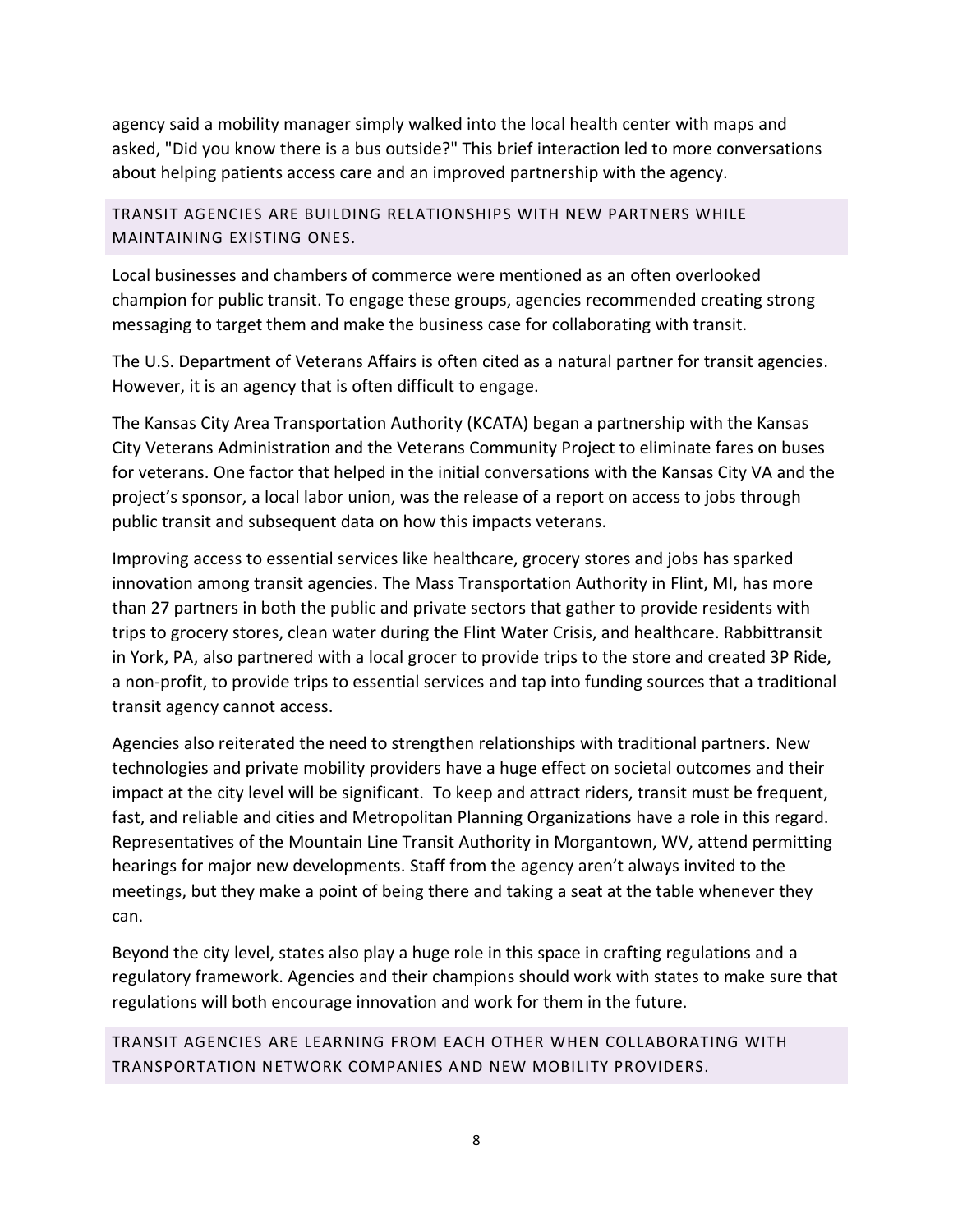agency said a mobility manager simply walked into the local health center with maps and asked, "Did you know there is a bus outside?" This brief interaction led to more conversations about helping patients access care and an improved partnership with the agency.

## TRANSIT AGENCIES ARE BUILDING RELATIONSHIPS WITH NEW PARTNERS WHILE MAINTAINING EXISTING ONES.

Local businesses and chambers of commerce were mentioned as an often overlooked champion for public transit. To engage these groups, agencies recommended creating strong messaging to target them and make the business case for collaborating with transit.

The U.S. Department of Veterans Affairs is often cited as a natural partner for transit agencies. However, it is an agency that is often difficult to engage.

The Kansas City Area Transportation Authority (KCATA) began a partnership with the Kansas City Veterans Administration and the Veterans Community Project to eliminate fares on buses for veterans. One factor that helped in the initial conversations with the Kansas City VA and the project's sponsor, a local labor union, was the release of a report on access to jobs through public transit and subsequent data on how this impacts veterans.

Improving access to essential services like healthcare, grocery stores and jobs has sparked innovation among transit agencies. The Mass Transportation Authority in Flint, MI, has more than 27 partners in both the public and private sectors that gather to provide residents with trips to grocery stores, clean water during the Flint Water Crisis, and healthcare. Rabbittransit in York, PA, also partnered with a local grocer to provide trips to the store and created 3P Ride, a non-profit, to provide trips to essential services and tap into funding sources that a traditional transit agency cannot access.

Agencies also reiterated the need to strengthen relationships with traditional partners. New technologies and private mobility providers have a huge effect on societal outcomes and their impact at the city level will be significant. To keep and attract riders, transit must be frequent, fast, and reliable and cities and Metropolitan Planning Organizations have a role in this regard. Representatives of the Mountain Line Transit Authority in Morgantown, WV, attend permitting hearings for major new developments. Staff from the agency aren't always invited to the meetings, but they make a point of being there and taking a seat at the table whenever they can.

Beyond the city level, states also play a huge role in this space in crafting regulations and a regulatory framework. Agencies and their champions should work with states to make sure that regulations will both encourage innovation and work for them in the future.

## TRANSIT AGENCIES ARE LEARNING FROM EACH OTHER WHEN COLLABORATING WITH TRANSPORTATION NETWORK COMPANIES AND NEW MOBILITY PROVIDERS.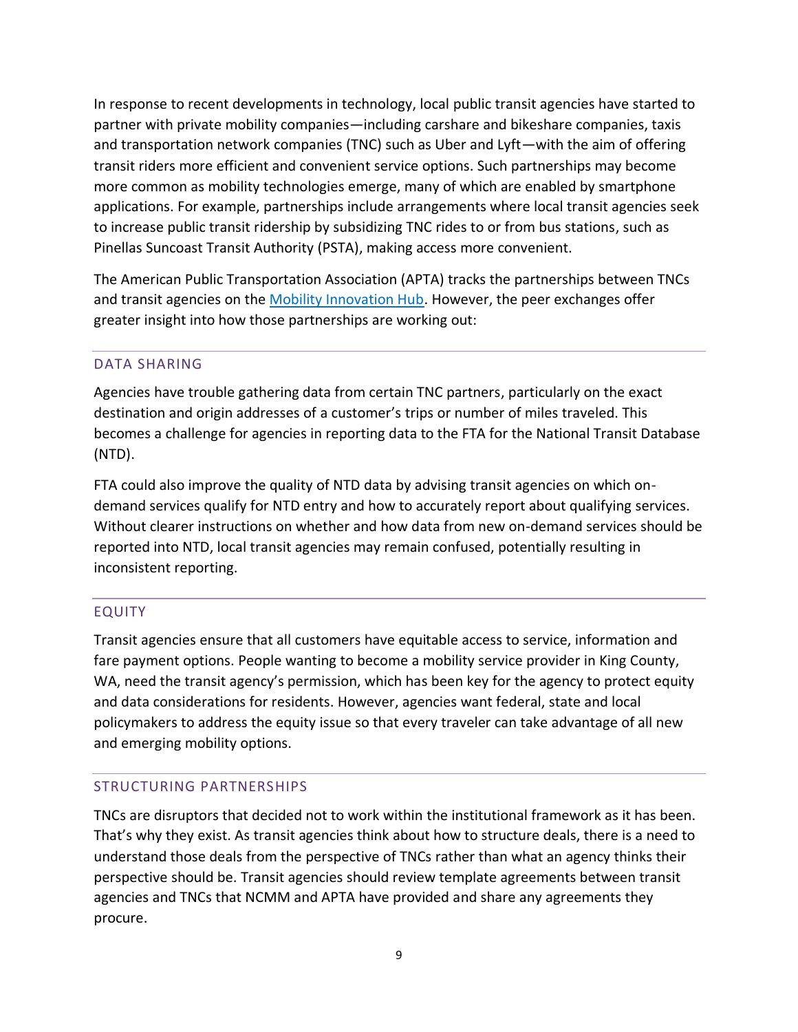In response to recent developments in technology, local public transit agencies have started to partner with private mobility companies—including carshare and bikeshare companies, taxis and transportation network companies (TNC) such as Uber and Lyft—with the aim of offering transit riders more efficient and convenient service options. Such partnerships may become more common as mobility technologies emerge, many of which are enabled by smartphone applications. For example, partnerships include arrangements where local transit agencies seek to increase public transit ridership by subsidizing TNC rides to or from bus stations, such as Pinellas Suncoast Transit Authority (PSTA), making access more convenient.

The American Public Transportation Association (APTA) tracks the partnerships between TNCs and transit agencies on the [Mobility Innovation Hub](). However, the peer exchanges offer greater insight into how those partnerships are working out:

## DATA SHARING

Agencies have trouble gathering data from certain TNC partners, particularly on the exact destination and origin addresses of a customer's trips or number of miles traveled. This becomes a challenge for agencies in reporting data to the FTA for the National Transit Database (NTD).

FTA could also improve the quality of NTD data by advising transit agencies on which on-demand services qualify for NTD entry and how to accurately report about qualifying services. Without clearer instructions on whether and how data from new on-demand services should be reported into NTD, local transit agencies may remain confused, potentially resulting in inconsistent reporting.

## EQUITY

Transit agencies ensure that all customers have equitable access to service, information and fare payment options. People wanting to become a mobility service provider in King County, WA, need the transit agency's permission, which has been key for the agency to protect equity and data considerations for residents. However, agencies want federal, state and local policymakers to address the equity issue so that every traveler can take advantage of all new and emerging mobility options.

## STRUCTURING PARTNERSHIPS

TNCs are disruptors that decided not to work within the institutional framework as it has been. That's why they exist. As transit agencies think about how to structure deals, there is a need to understand those deals from the perspective of TNCs rather than what an agency thinks their perspective should be. Transit agencies should review template agreements between transit agencies and TNCs that NCMM and APTA have provided and share any agreements they procure.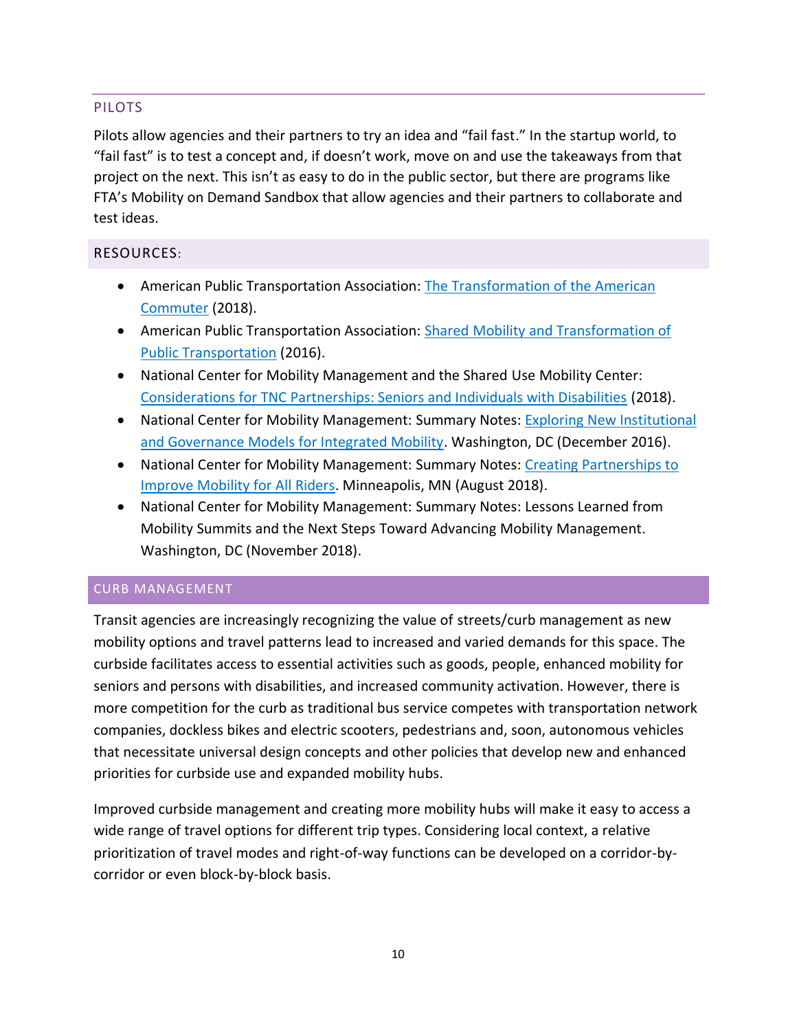## PILOTS

Pilots allow agencies and their partners to try an idea and "fail fast." In the startup world, to "fail fast" is to test a concept and, if doesn't work, move on and use the takeaways from that project on the next. This isn't as easy to do in the public sector, but there are programs like FTA's Mobility on Demand Sandbox that allow agencies and their partners to collaborate and test ideas.

### RESOURCES:

- American Public Transportation Association: The Transformation of the American Commuter (2018).
- American Public Transportation Association: Shared Mobility and Transformation of Public Transportation (2016).
- National Center for Mobility Management and the Shared Use Mobility Center: Considerations for TNC Partnerships: Seniors and Individuals with Disabilities (2018).
- National Center for Mobility Management: Summary Notes: Exploring New Institutional and Governance Models for Integrated Mobility. Washington, DC (December 2016).
- National Center for Mobility Management: Summary Notes: Creating Partnerships to Improve Mobility for All Riders. Minneapolis, MN (August 2018).
- National Center for Mobility Management: Summary Notes: Lessons Learned from Mobility Summits and the Next Steps Toward Advancing Mobility Management. Washington, DC (November 2018).

## CURB MANAGEMENT

Transit agencies are increasingly recognizing the value of streets/curb management as new mobility options and travel patterns lead to increased and varied demands for this space. The curbside facilitates access to essential activities such as goods, people, enhanced mobility for seniors and persons with disabilities, and increased community activation. However, there is more competition for the curb as traditional bus service competes with transportation network companies, dockless bikes and electric scooters, pedestrians and, soon, autonomous vehicles that necessitate universal design concepts and other policies that develop new and enhanced priorities for curbside use and expanded mobility hubs.

Improved curbside management and creating more mobility hubs will make it easy to access a wide range of travel options for different trip types. Considering local context, a relative prioritization of travel modes and right-of-way functions can be developed on a corridor-by-corridor or even block-by-block basis.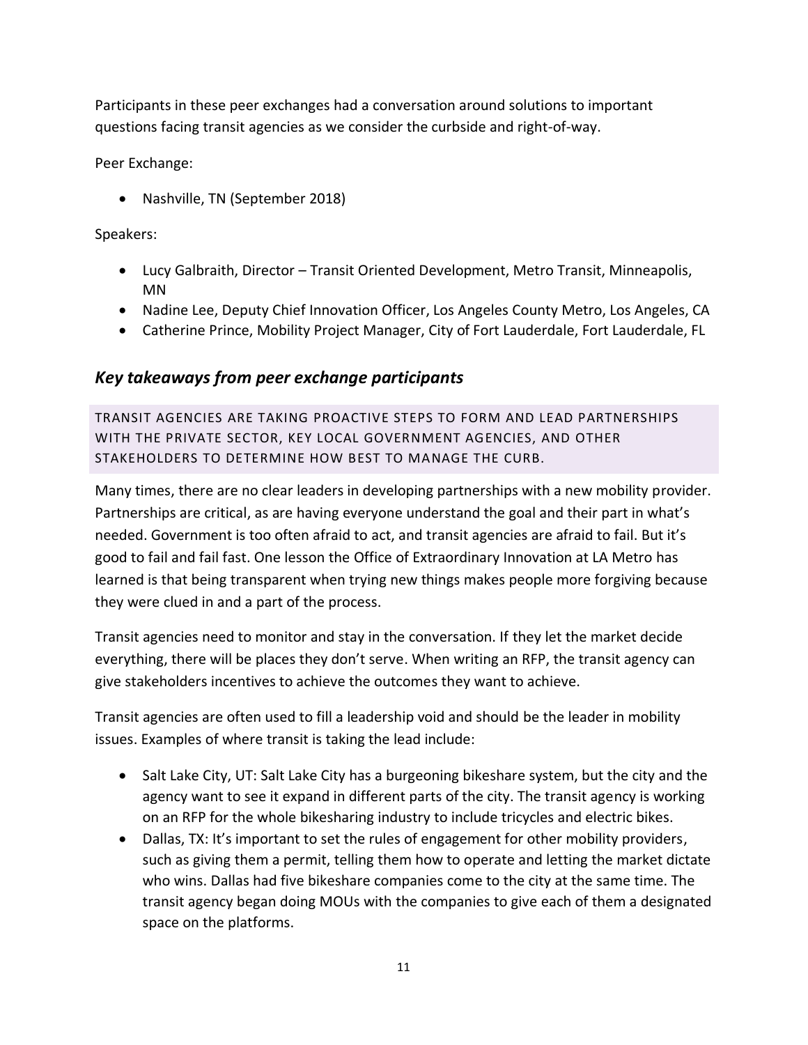Participants in these peer exchanges had a conversation around solutions to important questions facing transit agencies as we consider the curbside and right-of-way.

Peer Exchange:

- Nashville, TN (September 2018)

Speakers:

- Lucy Galbraith, Director – Transit Oriented Development, Metro Transit, Minneapolis, MN
- Nadine Lee, Deputy Chief Innovation Officer, Los Angeles County Metro, Los Angeles, CA
- Catherine Prince, Mobility Project Manager, City of Fort Lauderdale, Fort Lauderdale, FL

## *Key takeaways from peer exchange participants*

### TRANSIT AGENCIES ARE TAKING PROACTIVE STEPS TO FORM AND LEAD PARTNERSHIPS WITH THE PRIVATE SECTOR, KEY LOCAL GOVERNMENT AGENCIES, AND OTHER STAKEHOLDERS TO DETERMINE HOW BEST TO MANAGE THE CURB.

Many times, there are no clear leaders in developing partnerships with a new mobility provider. Partnerships are critical, as are having everyone understand the goal and their part in what's needed. Government is too often afraid to act, and transit agencies are afraid to fail. But it's good to fail and fail fast. One lesson the Office of Extraordinary Innovation at LA Metro has learned is that being transparent when trying new things makes people more forgiving because they were clued in and a part of the process.

Transit agencies need to monitor and stay in the conversation. If they let the market decide everything, there will be places they don't serve. When writing an RFP, the transit agency can give stakeholders incentives to achieve the outcomes they want to achieve.

Transit agencies are often used to fill a leadership void and should be the leader in mobility issues. Examples of where transit is taking the lead include:

- Salt Lake City, UT: Salt Lake City has a burgeoning bikeshare system, but the city and the agency want to see it expand in different parts of the city. The transit agency is working on an RFP for the whole bikesharing industry to include tricycles and electric bikes.
- Dallas, TX: It's important to set the rules of engagement for other mobility providers, such as giving them a permit, telling them how to operate and letting the market dictate who wins. Dallas had five bikeshare companies come to the city at the same time. The transit agency began doing MOUs with the companies to give each of them a designated space on the platforms.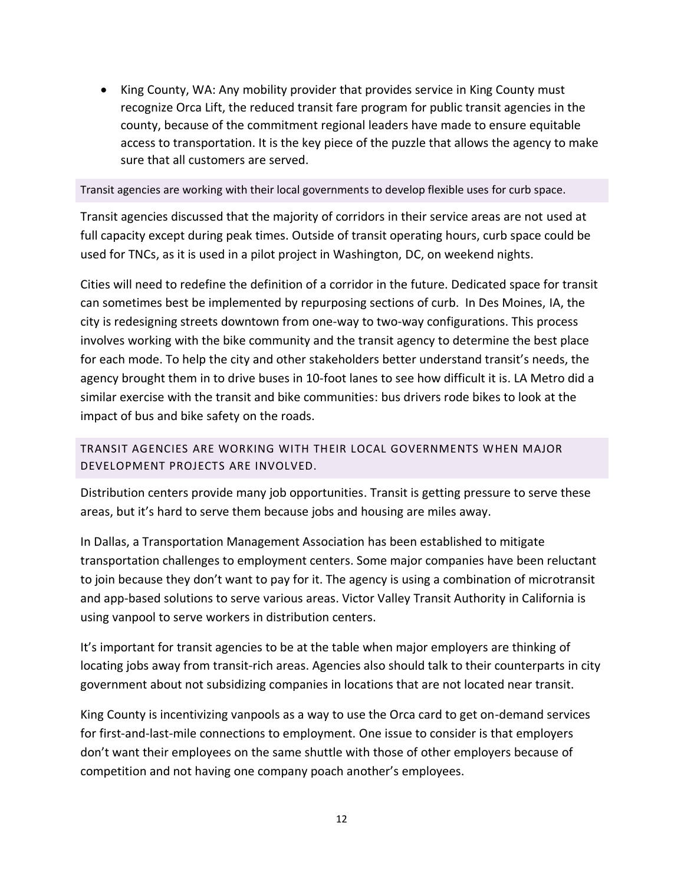- King County, WA: Any mobility provider that provides service in King County must recognize Orca Lift, the reduced transit fare program for public transit agencies in the county, because of the commitment regional leaders have made to ensure equitable access to transportation. It is the key piece of the puzzle that allows the agency to make sure that all customers are served.

### Transit agencies are working with their local governments to develop flexible uses for curb space.

Transit agencies discussed that the majority of corridors in their service areas are not used at full capacity except during peak times. Outside of transit operating hours, curb space could be used for TNCs, as it is used in a pilot project in Washington, DC, on weekend nights.

Cities will need to redefine the definition of a corridor in the future. Dedicated space for transit can sometimes best be implemented by repurposing sections of curb. In Des Moines, IA, the city is redesigning streets downtown from one-way to two-way configurations. This process involves working with the bike community and the transit agency to determine the best place for each mode. To help the city and other stakeholders better understand transit's needs, the agency brought them in to drive buses in 10-foot lanes to see how difficult it is. LA Metro did a similar exercise with the transit and bike communities: bus drivers rode bikes to look at the impact of bus and bike safety on the roads.

### TRANSIT AGENCIES ARE WORKING WITH THEIR LOCAL GOVERNMENTS WHEN MAJOR DEVELOPMENT PROJECTS ARE INVOLVED.

Distribution centers provide many job opportunities. Transit is getting pressure to serve these areas, but it's hard to serve them because jobs and housing are miles away.

In Dallas, a Transportation Management Association has been established to mitigate transportation challenges to employment centers. Some major companies have been reluctant to join because they don't want to pay for it. The agency is using a combination of microtransit and app-based solutions to serve various areas. Victor Valley Transit Authority in California is using vanpool to serve workers in distribution centers.

It's important for transit agencies to be at the table when major employers are thinking of locating jobs away from transit-rich areas. Agencies also should talk to their counterparts in city government about not subsidizing companies in locations that are not located near transit.

King County is incentivizing vanpools as a way to use the Orca card to get on-demand services for first-and-last-mile connections to employment. One issue to consider is that employers don't want their employees on the same shuttle with those of other employers because of competition and not having one company poach another's employees.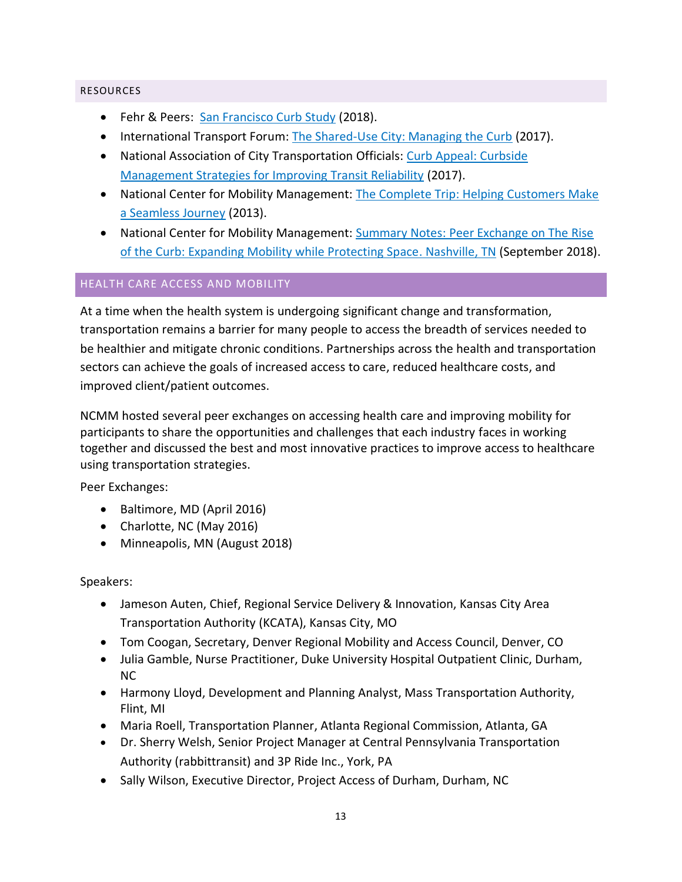## RESOURCES

- Fehr & Peers: San Francisco Curb Study (2018).
- International Transport Forum: The Shared-Use City: Managing the Curb (2017).
- National Association of City Transportation Officials: Curb Appeal: Curbside Management Strategies for Improving Transit Reliability (2017).
- National Center for Mobility Management: The Complete Trip: Helping Customers Make a Seamless Journey (2013).
- National Center for Mobility Management: Summary Notes: Peer Exchange on The Rise of the Curb: Expanding Mobility while Protecting Space. Nashville, TN (September 2018).

## HEALTH CARE ACCESS AND MOBILITY

At a time when the health system is undergoing significant change and transformation, transportation remains a barrier for many people to access the breadth of services needed to be healthier and mitigate chronic conditions. Partnerships across the health and transportation sectors can achieve the goals of increased access to care, reduced healthcare costs, and improved client/patient outcomes.

NCMM hosted several peer exchanges on accessing health care and improving mobility for participants to share the opportunities and challenges that each industry faces in working together and discussed the best and most innovative practices to improve access to healthcare using transportation strategies.

Peer Exchanges:

- Baltimore, MD (April 2016)
- Charlotte, NC (May 2016)
- Minneapolis, MN (August 2018)

Speakers:

- Jameson Auten, Chief, Regional Service Delivery & Innovation, Kansas City Area Transportation Authority (KCATA), Kansas City, MO
- Tom Coogan, Secretary, Denver Regional Mobility and Access Council, Denver, CO
- Julia Gamble, Nurse Practitioner, Duke University Hospital Outpatient Clinic, Durham, NC
- Harmony Lloyd, Development and Planning Analyst, Mass Transportation Authority, Flint, MI
- Maria Roell, Transportation Planner, Atlanta Regional Commission, Atlanta, GA
- Dr. Sherry Welsh, Senior Project Manager at Central Pennsylvania Transportation Authority (rabbittransit) and 3P Ride Inc., York, PA
- Sally Wilson, Executive Director, Project Access of Durham, Durham, NC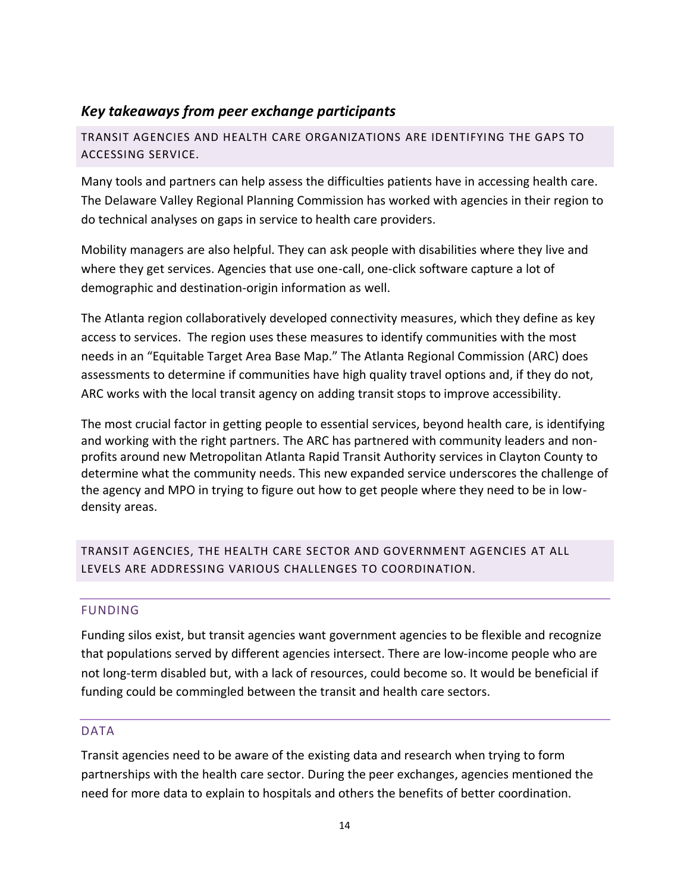## *Key takeaways from peer exchange participants*

### TRANSIT AGENCIES AND HEALTH CARE ORGANIZATIONS ARE IDENTIFYING THE GAPS TO ACCESSING SERVICE.

Many tools and partners can help assess the difficulties patients have in accessing health care. The Delaware Valley Regional Planning Commission has worked with agencies in their region to do technical analyses on gaps in service to health care providers.

Mobility managers are also helpful. They can ask people with disabilities where they live and where they get services. Agencies that use one-call, one-click software capture a lot of demographic and destination-origin information as well.

The Atlanta region collaboratively developed connectivity measures, which they define as key access to services. The region uses these measures to identify communities with the most needs in an "Equitable Target Area Base Map." The Atlanta Regional Commission (ARC) does assessments to determine if communities have high quality travel options and, if they do not, ARC works with the local transit agency on adding transit stops to improve accessibility.

The most crucial factor in getting people to essential services, beyond health care, is identifying and working with the right partners. The ARC has partnered with community leaders and non-profits around new Metropolitan Atlanta Rapid Transit Authority services in Clayton County to determine what the community needs. This new expanded service underscores the challenge of the agency and MPO in trying to figure out how to get people where they need to be in low-density areas.

### TRANSIT AGENCIES, THE HEALTH CARE SECTOR AND GOVERNMENT AGENCIES AT ALL LEVELS ARE ADDRESSING VARIOUS CHALLENGES TO COORDINATION.

#### FUNDING

Funding silos exist, but transit agencies want government agencies to be flexible and recognize that populations served by different agencies intersect. There are low-income people who are not long-term disabled but, with a lack of resources, could become so. It would be beneficial if funding could be commingled between the transit and health care sectors.

#### DATA

Transit agencies need to be aware of the existing data and research when trying to form partnerships with the health care sector. During the peer exchanges, agencies mentioned the need for more data to explain to hospitals and others the benefits of better coordination.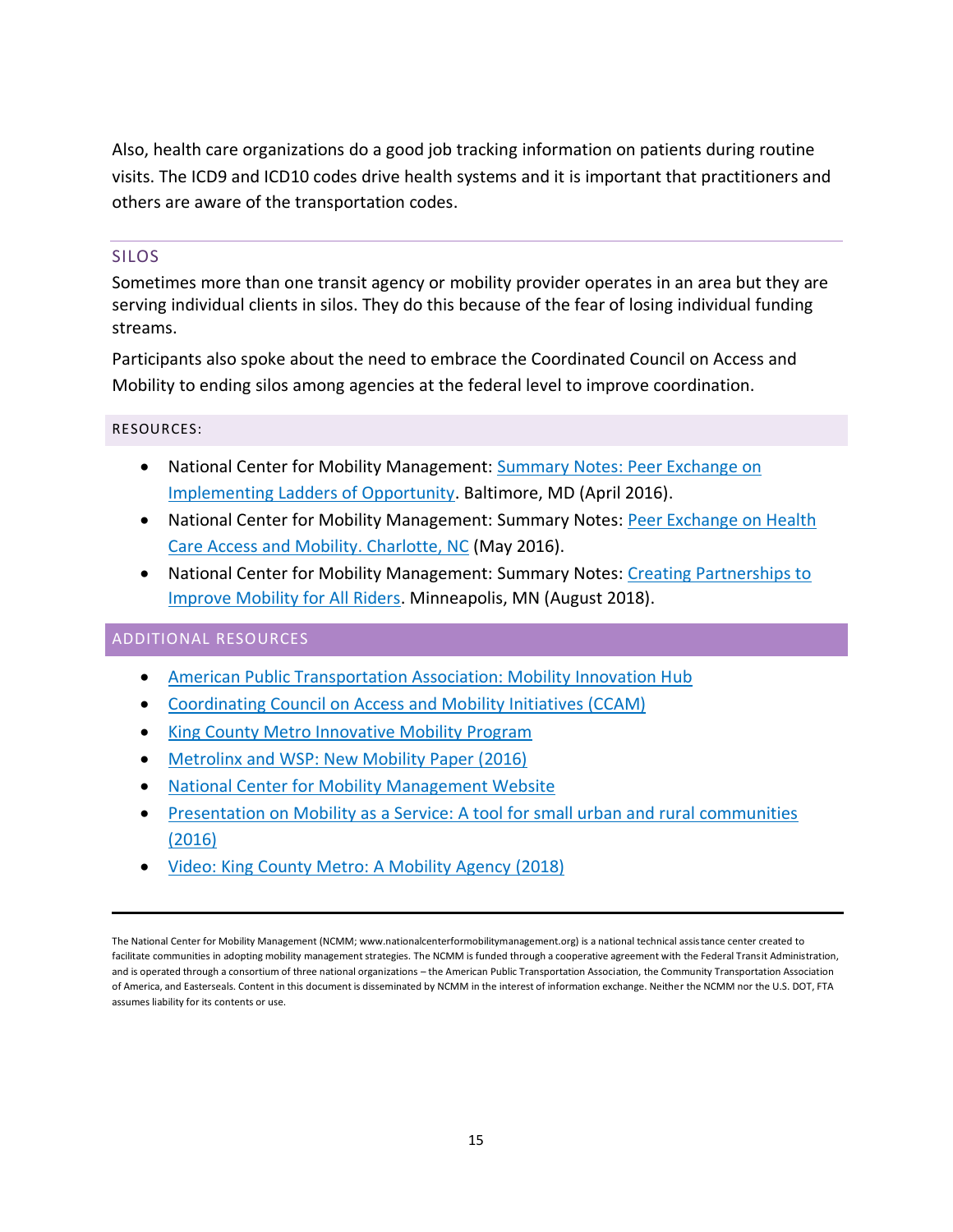Also, health care organizations do a good job tracking information on patients during routine visits. The ICD9 and ICD10 codes drive health systems and it is important that practitioners and others are aware of the transportation codes.

---

## SILOS

Sometimes more than one transit agency or mobility provider operates in an area but they are serving individual clients in silos. They do this because of the fear of losing individual funding streams.

Participants also spoke about the need to embrace the Coordinated Council on Access and Mobility to ending silos among agencies at the federal level to improve coordination.

### RESOURCES:

- National Center for Mobility Management: Summary Notes: Peer Exchange on Implementing Ladders of Opportunity. Baltimore, MD (April 2016).
- National Center for Mobility Management: Summary Notes: Peer Exchange on Health Care Access and Mobility. Charlotte, NC (May 2016).
- National Center for Mobility Management: Summary Notes: Creating Partnerships to Improve Mobility for All Riders. Minneapolis, MN (August 2018).

### ADDITIONAL RESOURCES

- American Public Transportation Association: Mobility Innovation Hub
- Coordinating Council on Access and Mobility Initiatives (CCAM)
- King County Metro Innovative Mobility Program
- Metrolinx and WSP: New Mobility Paper (2016)
- National Center for Mobility Management Website
- Presentation on Mobility as a Service: A tool for small urban and rural communities (2016)
- Video: King County Metro: A Mobility Agency (2018)

---

The National Center for Mobility Management (NCMM; www.nationalcenterformobilitymanagement.org) is a national technical assistance center created to facilitate communities in adopting mobility management strategies. The NCMM is funded through a cooperative agreement with the Federal Transit Administration, and is operated through a consortium of three national organizations – the American Public Transportation Association, the Community Transportation Association of America, and Easterseals. Content in this document is disseminated by NCMM in the interest of information exchange. Neither the NCMM nor the U.S. DOT, FTA assumes liability for its contents or use.